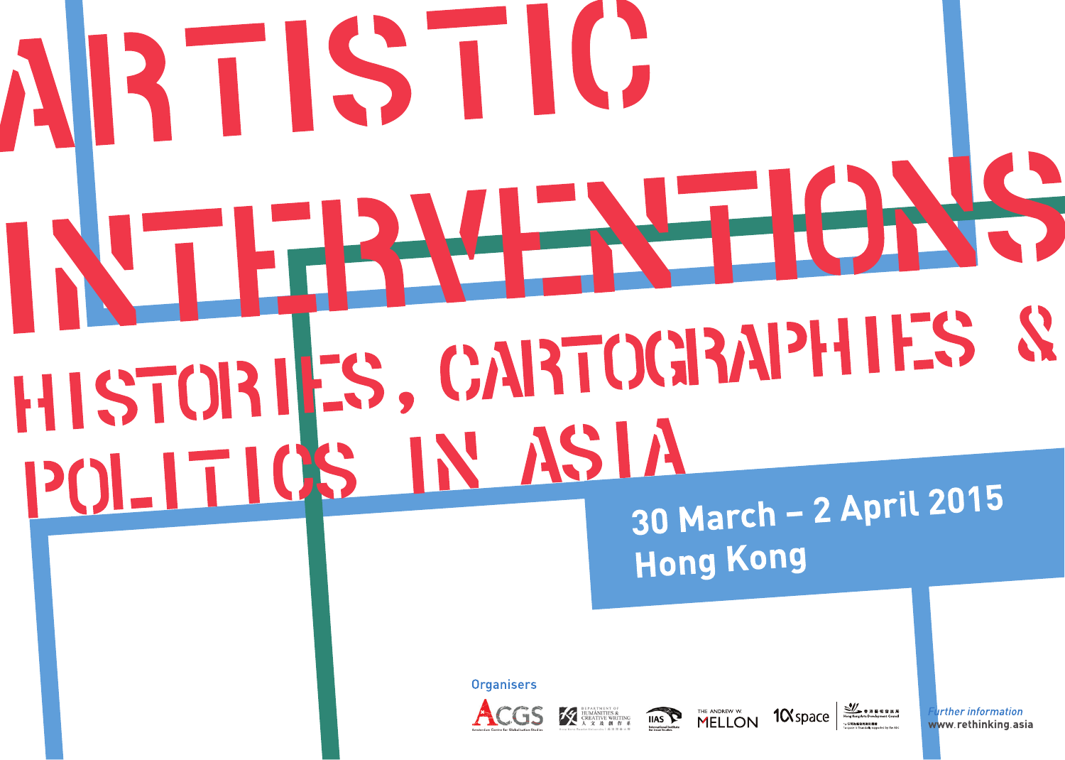# ARTISTIC INTERVENTIONS

## HISTORIES, CARTOGRAPHIES & POLITICS IN ASIA

**30 March – 2 April 2015**
**Hong Kong**

Organisers

ACGS Amsterdam Centre for Globalisation Studies

Department of Humanities & Creative Writing 人文及創作系 Hong Kong Baptist University

IIAS International Institute for Asian Studies

The Andrew W. Mellon

1a space

Hong Kong Arts Development Council

*Further information*
**www.rethinking.asia**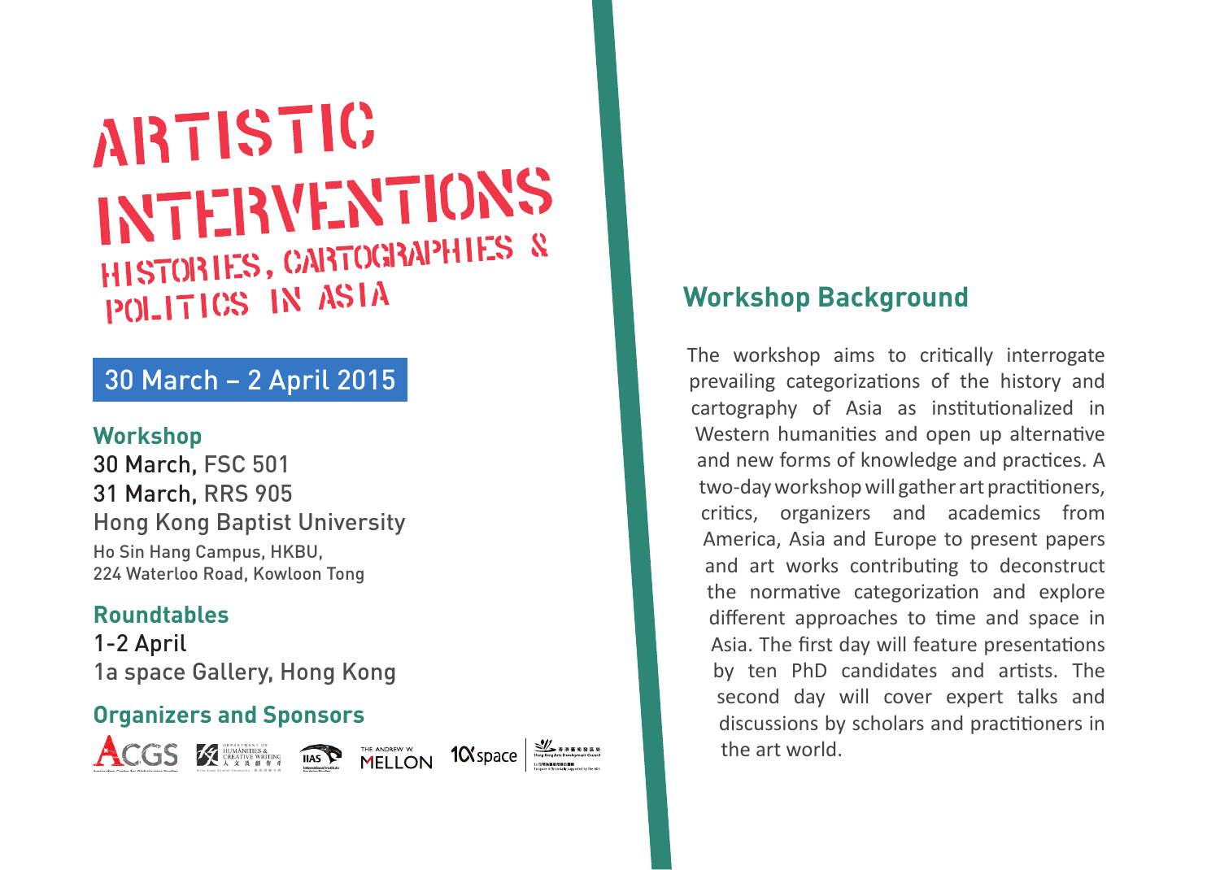# ARTISTIC INTERVENTIONS

## HISTORIES, CARTOGRAPHIES & POLITICS IN ASIA

**30 March – 2 April 2015**

### Workshop

30 March, FSC 501
31 March, RRS 905
Hong Kong Baptist University
Ho Sin Hang Campus, HKBU,
224 Waterloo Road, Kowloon Tong

### Roundtables

1-2 April
1a space Gallery, Hong Kong

### Organizers and Sponsors

ACGS · Department of Humanities & Creative Writing · IIAS · The Andrew W. Mellon · 1a space · Hong Kong Arts Development Council

## Workshop Background

The workshop aims to critically interrogate prevailing categorizations of the history and cartography of Asia as institutionalized in Western humanities and open up alternative and new forms of knowledge and practices. A two-day workshop will gather art practitioners, critics, organizers and academics from America, Asia and Europe to present papers and art works contributing to deconstruct the normative categorization and explore different approaches to time and space in Asia. The first day will feature presentations by ten PhD candidates and artists. The second day will cover expert talks and discussions by scholars and practitioners in the art world.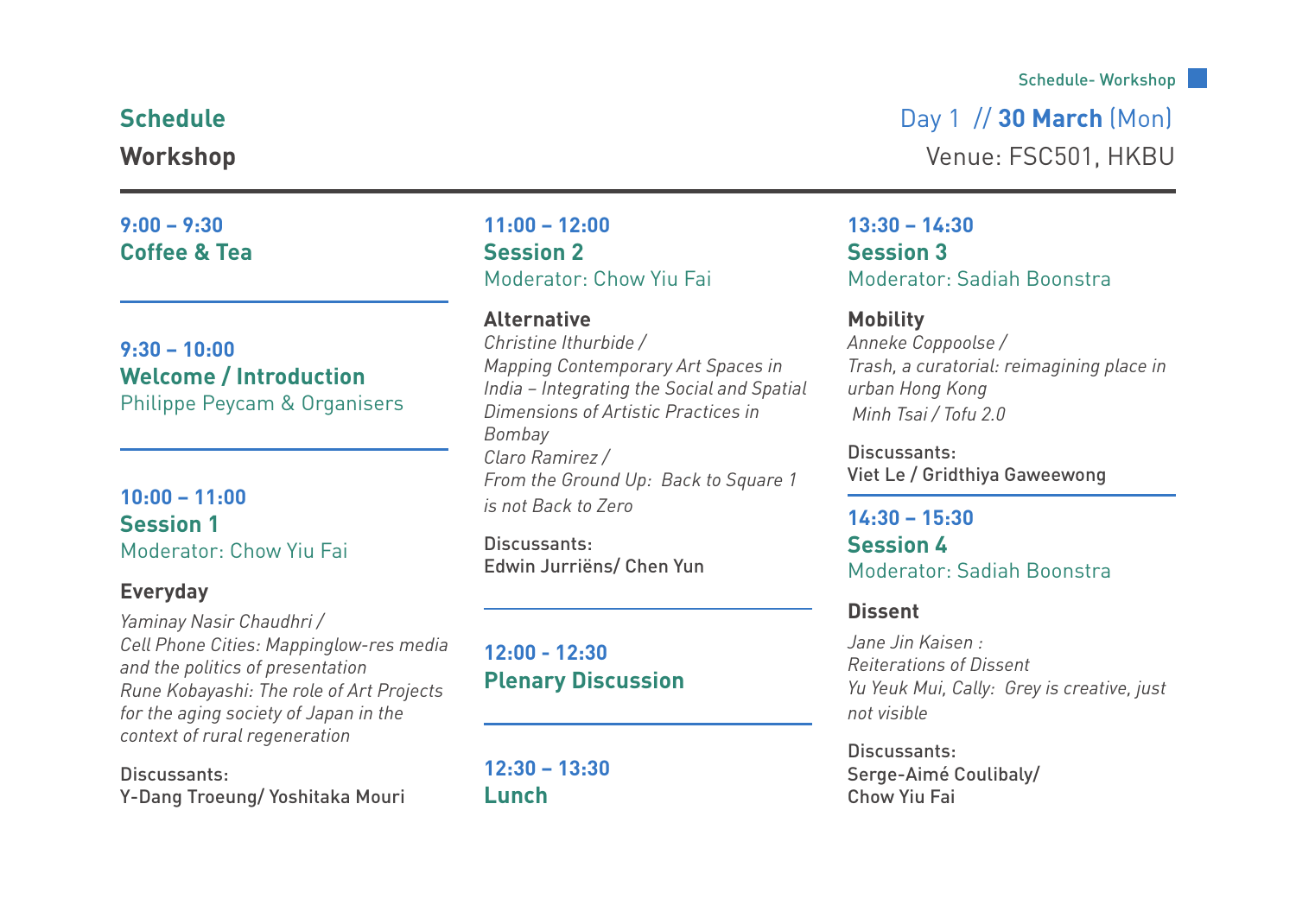# Schedule

## Workshop

Day 1 // **30 March** (Mon)

Venue: FSC501, HKBU

**9:00 – 9:30**
**Coffee & Tea**

**9:30 – 10:00**
**Welcome / Introduction**
Philippe Peycam & Organisers

**10:00 – 11:00**
**Session 1**
Moderator: Chow Yiu Fai

**Everyday**

*Yaminay Nasir Chaudhri /*
*Cell Phone Cities: Mappinglow-res media and the politics of presentation*
*Rune Kobayashi: The role of Art Projects for the aging society of Japan in the context of rural regeneration*

Discussants:
Y-Dang Troeung/ Yoshitaka Mouri

**11:00 – 12:00**
**Session 2**
Moderator: Chow Yiu Fai

**Alternative**

*Christine Ithurbide /*
*Mapping Contemporary Art Spaces in India – Integrating the Social and Spatial Dimensions of Artistic Practices in Bombay*
*Claro Ramirez /*
*From the Ground Up: Back to Square 1 is not Back to Zero*

Discussants:
Edwin Jurriëns/ Chen Yun

**12:00 - 12:30**
**Plenary Discussion**

**12:30 – 13:30**
**Lunch**

**13:30 – 14:30**
**Session 3**
Moderator: Sadiah Boonstra

**Mobility**

*Anneke Coppoolse /*
*Trash, a curatorial: reimagining place in urban Hong Kong*
*Minh Tsai / Tofu 2.0*

Discussants:
Viet Le / Gridthiya Gaweewong

**14:30 – 15:30**
**Session 4**
Moderator: Sadiah Boonstra

**Dissent**

*Jane Jin Kaisen :*
*Reiterations of Dissent*
*Yu Yeuk Mui, Cally: Grey is creative, just not visible*

Discussants:
Serge-Aimé Coulibaly/
Chow Yiu Fai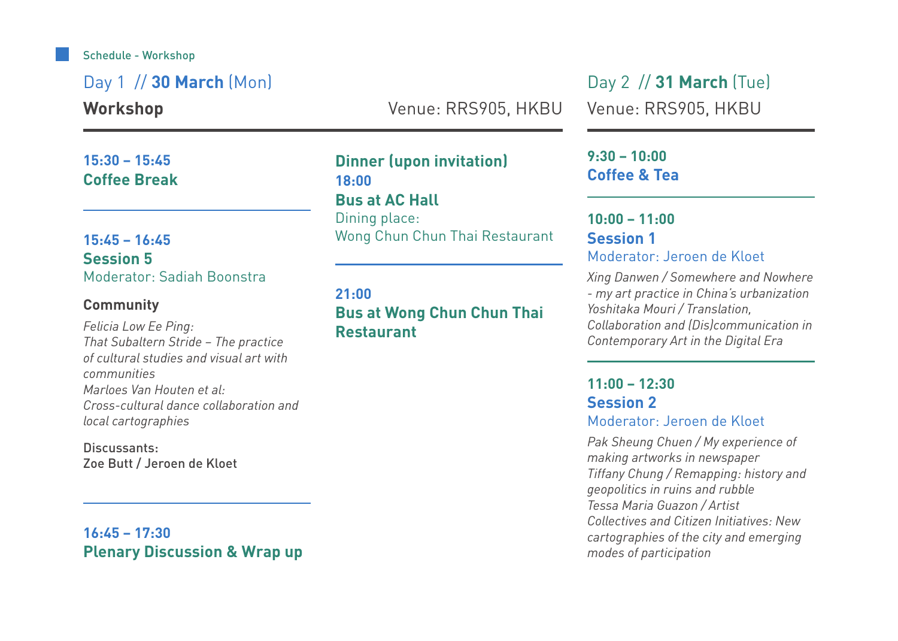Schedule - Workshop

## Day 1 // **30 March** (Mon)

**Workshop**

Venue: RRS905, HKBU

**15:30 – 15:45**
**Coffee Break**

---

**15:45 – 16:45**
**Session 5**
Moderator: Sadiah Boonstra

**Community**

*Felicia Low Ee Ping:*
*That Subaltern Stride – The practice of cultural studies and visual art with communities*
*Marloes Van Houten et al:*
*Cross-cultural dance collaboration and local cartographies*

Discussants:
Zoe Butt / Jeroen de Kloet

---

**16:45 – 17:30**
**Plenary Discussion & Wrap up**

**Dinner (upon invitation)**
**18:00**
**Bus at AC Hall**
Dining place:
Wong Chun Chun Thai Restaurant

---

**21:00**
**Bus at Wong Chun Chun Thai Restaurant**

## Day 2 // **31 March** (Tue)

Venue: RRS905, HKBU

**9:30 – 10:00**
**Coffee & Tea**

---

**10:00 – 11:00**
**Session 1**
Moderator: Jeroen de Kloet

*Xing Danwen / Somewhere and Nowhere - my art practice in China's urbanization*
*Yoshitaka Mouri / Translation, Collaboration and (Dis)communication in Contemporary Art in the Digital Era*

---

**11:00 – 12:30**
**Session 2**
Moderator: Jeroen de Kloet

*Pak Sheung Chuen / My experience of making artworks in newspaper*
*Tiffany Chung / Remapping: history and geopolitics in ruins and rubble*
*Tessa Maria Guazon / Artist Collectives and Citizen Initiatives: New cartographies of the city and emerging modes of participation*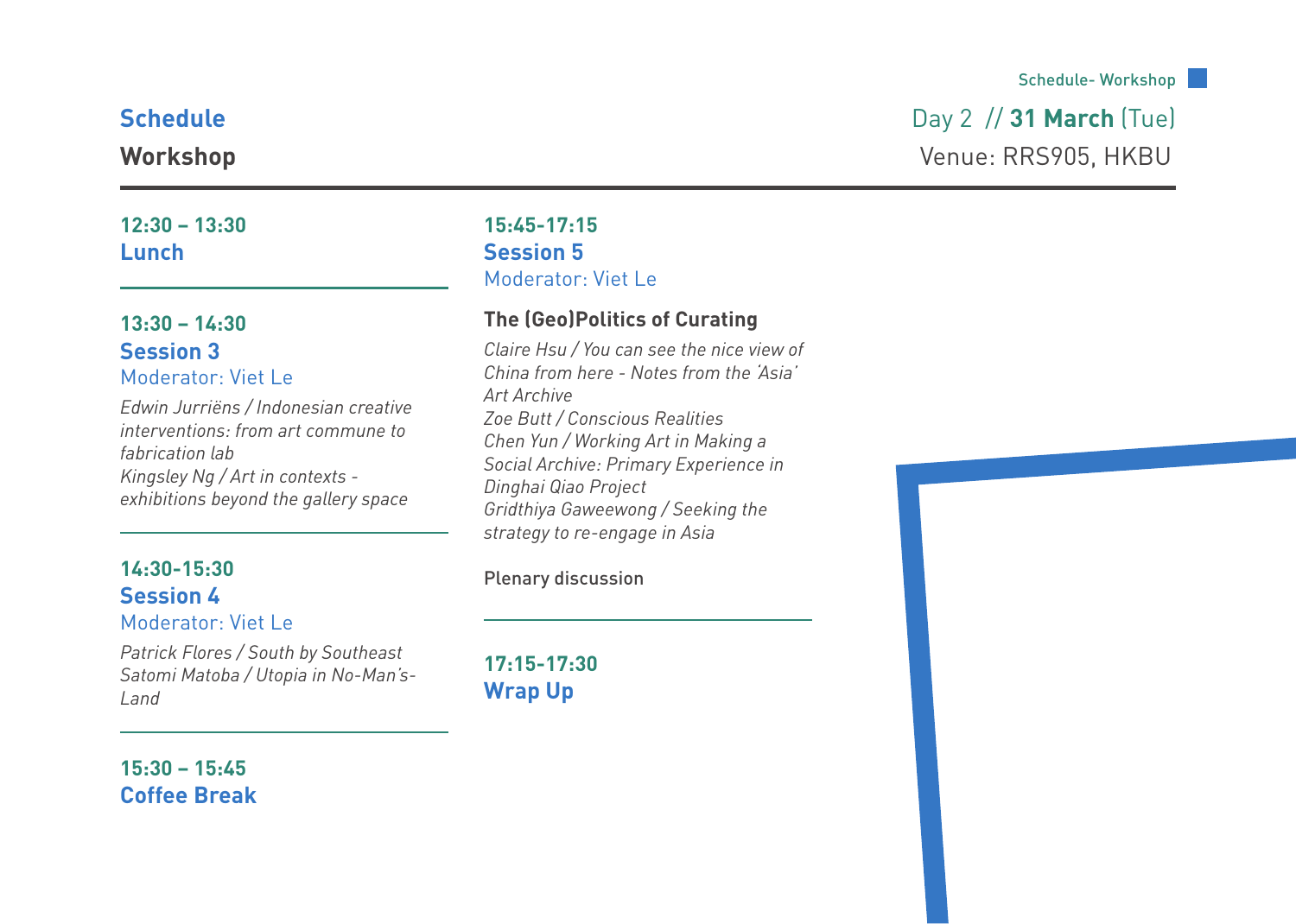## Schedule

**Workshop**

Day 2 // **31 March** (Tue)

Venue: RRS905, HKBU

---

**12:30 – 13:30**
**Lunch**

---

**13:30 – 14:30**
**Session 3**
Moderator: Viet Le

*Edwin Jurriëns / Indonesian creative interventions: from art commune to fabrication lab*
*Kingsley Ng / Art in contexts - exhibitions beyond the gallery space*

---

**14:30-15:30**
**Session 4**
Moderator: Viet Le

*Patrick Flores / South by Southeast*
*Satomi Matoba / Utopia in No-Man's-Land*

---

**15:30 – 15:45**
**Coffee Break**

---

**15:45-17:15**
**Session 5**
Moderator: Viet Le

**The (Geo)Politics of Curating**

*Claire Hsu / You can see the nice view of China from here - Notes from the 'Asia' Art Archive*
*Zoe Butt / Conscious Realities*
*Chen Yun / Working Art in Making a Social Archive: Primary Experience in Dinghai Qiao Project*
*Gridthiya Gaweewong / Seeking the strategy to re-engage in Asia*

Plenary discussion

---

**17:15-17:30**
**Wrap Up**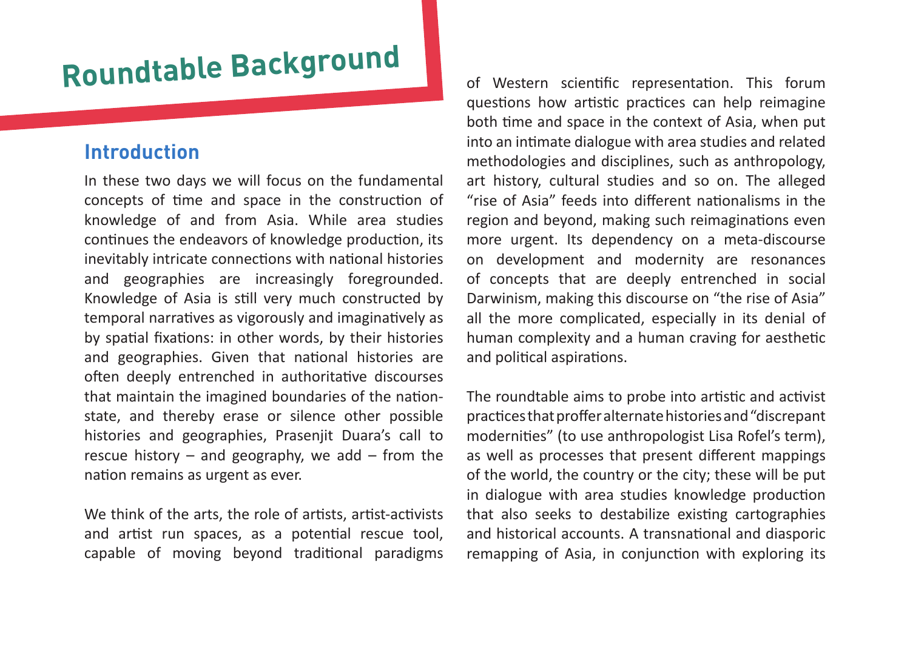# Roundtable Background

## Introduction

In these two days we will focus on the fundamental concepts of time and space in the construction of knowledge of and from Asia. While area studies continues the endeavors of knowledge production, its inevitably intricate connections with national histories and geographies are increasingly foregrounded. Knowledge of Asia is still very much constructed by temporal narratives as vigorously and imaginatively as by spatial fixations: in other words, by their histories and geographies. Given that national histories are often deeply entrenched in authoritative discourses that maintain the imagined boundaries of the nation-state, and thereby erase or silence other possible histories and geographies, Prasenjit Duara's call to rescue history – and geography, we add – from the nation remains as urgent as ever.

We think of the arts, the role of artists, artist-activists and artist run spaces, as a potential rescue tool, capable of moving beyond traditional paradigms of Western scientific representation. This forum questions how artistic practices can help reimagine both time and space in the context of Asia, when put into an intimate dialogue with area studies and related methodologies and disciplines, such as anthropology, art history, cultural studies and so on. The alleged "rise of Asia" feeds into different nationalisms in the region and beyond, making such reimaginations even more urgent. Its dependency on a meta-discourse on development and modernity are resonances of concepts that are deeply entrenched in social Darwinism, making this discourse on "the rise of Asia" all the more complicated, especially in its denial of human complexity and a human craving for aesthetic and political aspirations.

The roundtable aims to probe into artistic and activist practices that proffer alternate histories and "discrepant modernities" (to use anthropologist Lisa Rofel's term), as well as processes that present different mappings of the world, the country or the city; these will be put in dialogue with area studies knowledge production that also seeks to destabilize existing cartographies and historical accounts. A transnational and diasporic remapping of Asia, in conjunction with exploring its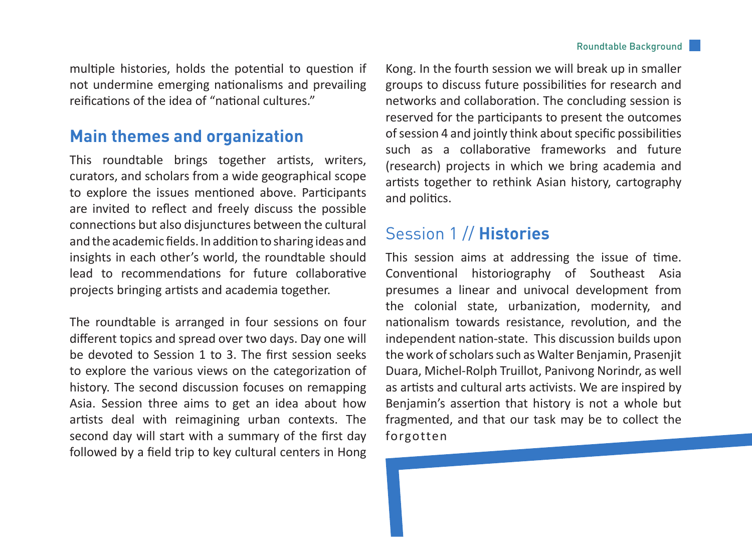multiple histories, holds the potential to question if not undermine emerging nationalisms and prevailing reifications of the idea of "national cultures."

## Main themes and organization

This roundtable brings together artists, writers, curators, and scholars from a wide geographical scope to explore the issues mentioned above. Participants are invited to reflect and freely discuss the possible connections but also disjunctures between the cultural and the academic fields. In addition to sharing ideas and insights in each other's world, the roundtable should lead to recommendations for future collaborative projects bringing artists and academia together.

The roundtable is arranged in four sessions on four different topics and spread over two days. Day one will be devoted to Session 1 to 3. The first session seeks to explore the various views on the categorization of history. The second discussion focuses on remapping Asia. Session three aims to get an idea about how artists deal with reimagining urban contexts. The second day will start with a summary of the first day followed by a field trip to key cultural centers in Hong Kong. In the fourth session we will break up in smaller groups to discuss future possibilities for research and networks and collaboration. The concluding session is reserved for the participants to present the outcomes of session 4 and jointly think about specific possibilities such as a collaborative frameworks and future (research) projects in which we bring academia and artists together to rethink Asian history, cartography and politics.

## Session 1 // **Histories**

This session aims at addressing the issue of time. Conventional historiography of Southeast Asia presumes a linear and univocal development from the colonial state, urbanization, modernity, and nationalism towards resistance, revolution, and the independent nation-state. This discussion builds upon the work of scholars such as Walter Benjamin, Prasenjit Duara, Michel-Rolph Truillot, Panivong Norindr, as well as artists and cultural arts activists. We are inspired by Benjamin's assertion that history is not a whole but fragmented, and that our task may be to collect the forgotten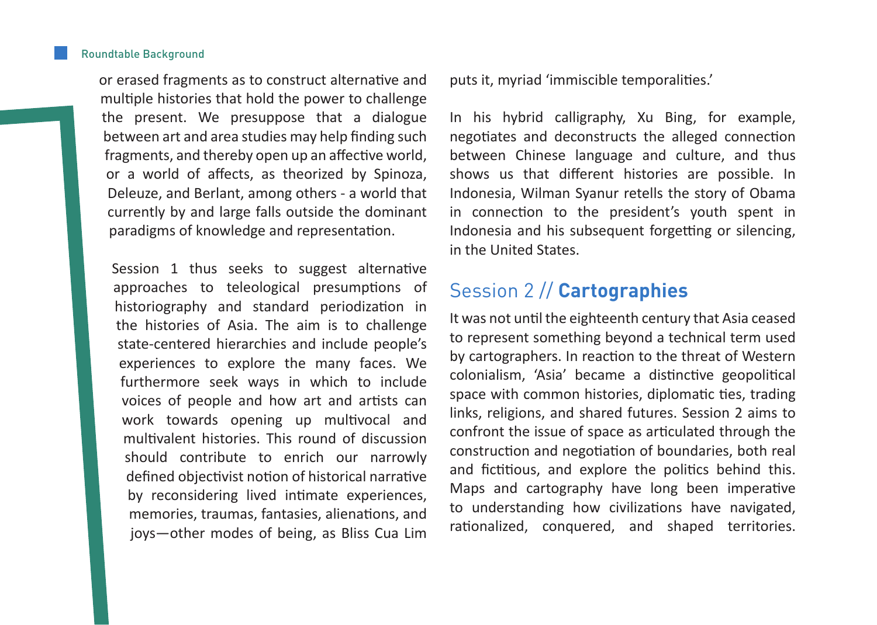or erased fragments as to construct alternative and multiple histories that hold the power to challenge the present. We presuppose that a dialogue between art and area studies may help finding such fragments, and thereby open up an affective world, or a world of affects, as theorized by Spinoza, Deleuze, and Berlant, among others - a world that currently by and large falls outside the dominant paradigms of knowledge and representation.

Session 1 thus seeks to suggest alternative approaches to teleological presumptions of historiography and standard periodization in the histories of Asia. The aim is to challenge state-centered hierarchies and include people's experiences to explore the many faces. We furthermore seek ways in which to include voices of people and how art and artists can work towards opening up multivocal and multivalent histories. This round of discussion should contribute to enrich our narrowly defined objectivist notion of historical narrative by reconsidering lived intimate experiences, memories, traumas, fantasies, alienations, and joys—other modes of being, as Bliss Cua Lim puts it, myriad 'immiscible temporalities.'

In his hybrid calligraphy, Xu Bing, for example, negotiates and deconstructs the alleged connection between Chinese language and culture, and thus shows us that different histories are possible. In Indonesia, Wilman Syanur retells the story of Obama in connection to the president's youth spent in Indonesia and his subsequent forgetting or silencing, in the United States.

## Session 2 // **Cartographies**

It was not until the eighteenth century that Asia ceased to represent something beyond a technical term used by cartographers. In reaction to the threat of Western colonialism, 'Asia' became a distinctive geopolitical space with common histories, diplomatic ties, trading links, religions, and shared futures. Session 2 aims to confront the issue of space as articulated through the construction and negotiation of boundaries, both real and fictitious, and explore the politics behind this. Maps and cartography have long been imperative to understanding how civilizations have navigated, rationalized, conquered, and shaped territories.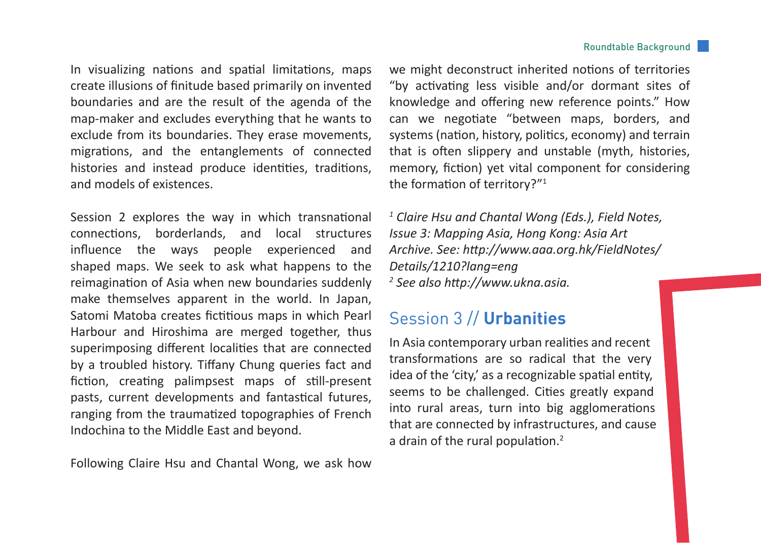In visualizing nations and spatial limitations, maps create illusions of finitude based primarily on invented boundaries and are the result of the agenda of the map-maker and excludes everything that he wants to exclude from its boundaries. They erase movements, migrations, and the entanglements of connected histories and instead produce identities, traditions, and models of existences.

Session 2 explores the way in which transnational connections, borderlands, and local structures influence the ways people experienced and shaped maps. We seek to ask what happens to the reimagination of Asia when new boundaries suddenly make themselves apparent in the world. In Japan, Satomi Matoba creates fictitious maps in which Pearl Harbour and Hiroshima are merged together, thus superimposing different localities that are connected by a troubled history. Tiffany Chung queries fact and fiction, creating palimpsest maps of still-present pasts, current developments and fantastical futures, ranging from the traumatized topographies of French Indochina to the Middle East and beyond.

Following Claire Hsu and Chantal Wong, we ask how we might deconstruct inherited notions of territories "by activating less visible and/or dormant sites of knowledge and offering new reference points." How can we negotiate "between maps, borders, and systems (nation, history, politics, economy) and terrain that is often slippery and unstable (myth, histories, memory, fiction) yet vital component for considering the formation of territory?"[1]

*[1] Claire Hsu and Chantal Wong (Eds.), Field Notes, Issue 3: Mapping Asia, Hong Kong: Asia Art Archive. See: http://www.aaa.org.hk/FieldNotes/Details/1210?lang=eng*
*[2] See also http://www.ukna.asia.*

## Session 3 // **Urbanities**

In Asia contemporary urban realities and recent transformations are so radical that the very idea of the 'city,' as a recognizable spatial entity, seems to be challenged. Cities greatly expand into rural areas, turn into big agglomerations that are connected by infrastructures, and cause a drain of the rural population.[2]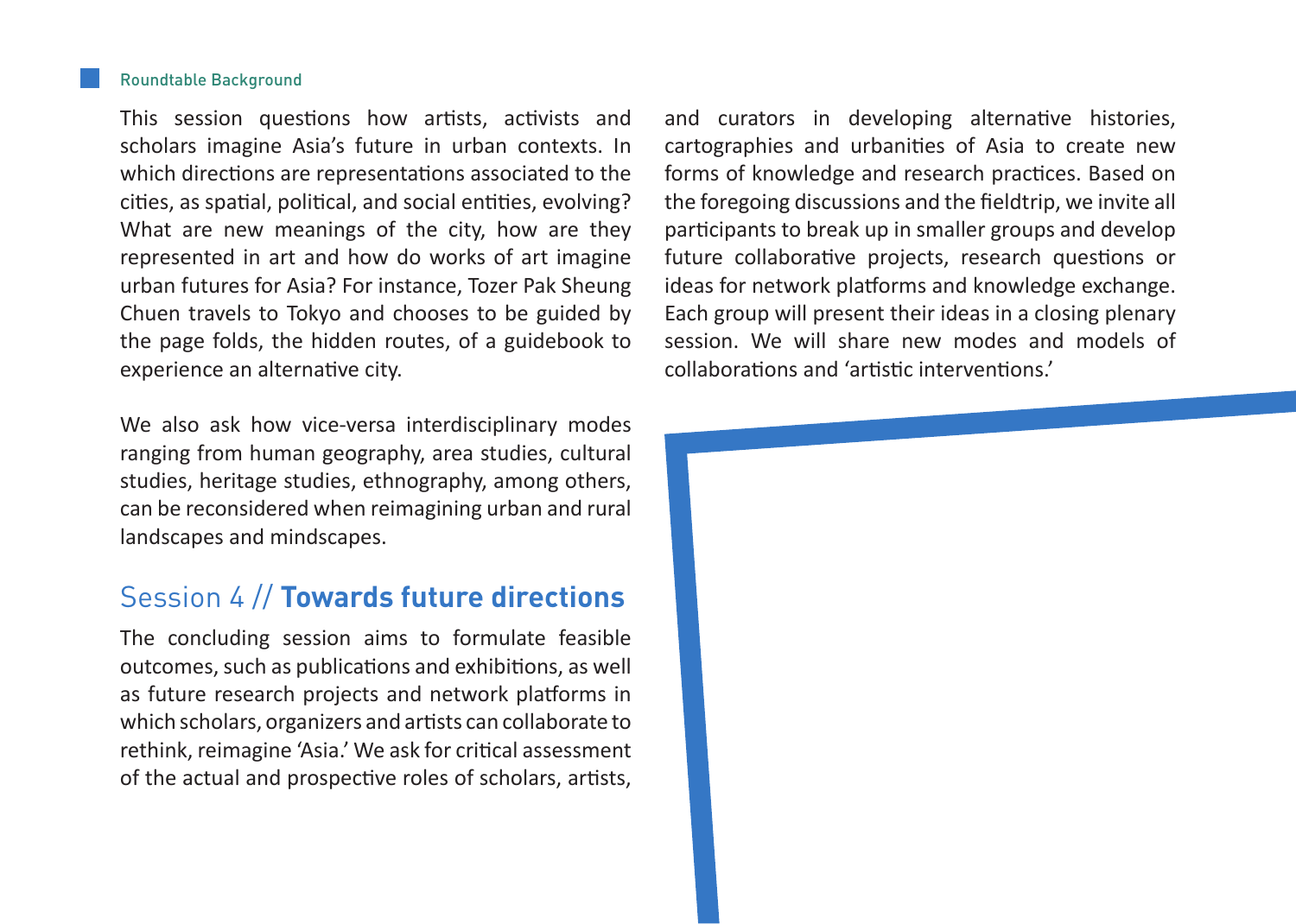This session questions how artists, activists and scholars imagine Asia's future in urban contexts. In which directions are representations associated to the cities, as spatial, political, and social entities, evolving? What are new meanings of the city, how are they represented in art and how do works of art imagine urban futures for Asia? For instance, Tozer Pak Sheung Chuen travels to Tokyo and chooses to be guided by the page folds, the hidden routes, of a guidebook to experience an alternative city.

We also ask how vice-versa interdisciplinary modes ranging from human geography, area studies, cultural studies, heritage studies, ethnography, among others, can be reconsidered when reimagining urban and rural landscapes and mindscapes.

## Session 4 // **Towards future directions**

The concluding session aims to formulate feasible outcomes, such as publications and exhibitions, as well as future research projects and network platforms in which scholars, organizers and artists can collaborate to rethink, reimagine 'Asia.' We ask for critical assessment of the actual and prospective roles of scholars, artists, and curators in developing alternative histories, cartographies and urbanities of Asia to create new forms of knowledge and research practices. Based on the foregoing discussions and the fieldtrip, we invite all participants to break up in smaller groups and develop future collaborative projects, research questions or ideas for network platforms and knowledge exchange. Each group will present their ideas in a closing plenary session. We will share new modes and models of collaborations and 'artistic interventions.'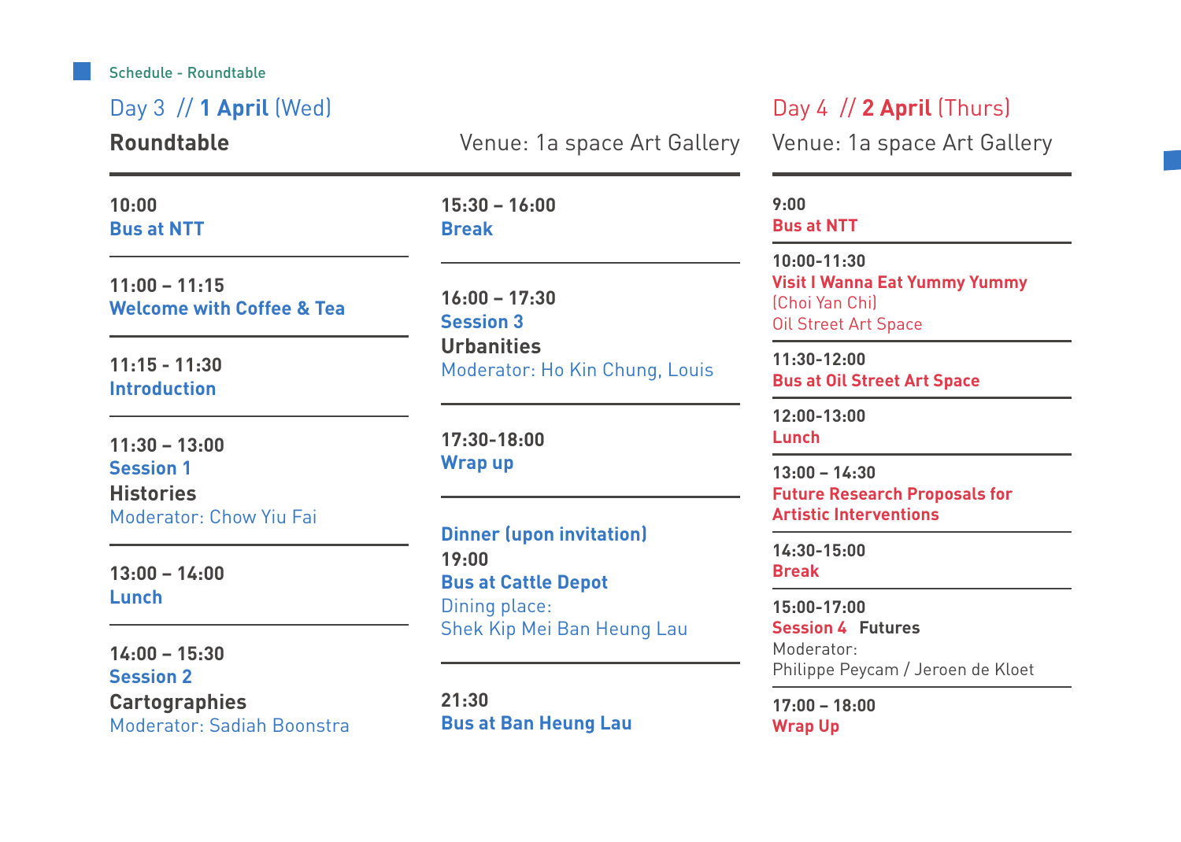Schedule - Roundtable

## Day 3 // **1 April** (Wed)

**Roundtable**

Venue: 1a space Art Gallery

**10:00**
**Bus at NTT**

**11:00 – 11:15**
**Welcome with Coffee & Tea**

**11:15 - 11:30**
**Introduction**

**11:30 – 13:00**
**Session 1**
**Histories**
Moderator: Chow Yiu Fai

**13:00 – 14:00**
**Lunch**

**14:00 – 15:30**
**Session 2**
**Cartographies**
Moderator: Sadiah Boonstra

**15:30 – 16:00**
**Break**

**16:00 – 17:30**
**Session 3**
**Urbanities**
Moderator: Ho Kin Chung, Louis

**17:30-18:00**
**Wrap up**

**Dinner (upon invitation)**
**19:00**
**Bus at Cattle Depot**
Dining place:
Shek Kip Mei Ban Heung Lau

**21:30**
**Bus at Ban Heung Lau**

## Day 4 // **2 April** (Thurs)

Venue: 1a space Art Gallery

**9:00**
**Bus at NTT**

**10:00-11:30**
**Visit I Wanna Eat Yummy Yummy**
(Choi Yan Chi)
Oil Street Art Space

**11:30-12:00**
**Bus at Oil Street Art Space**

**12:00-13:00**
**Lunch**

**13:00 – 14:30**
**Future Research Proposals for Artistic Interventions**

**14:30-15:00**
**Break**

**15:00-17:00**
**Session 4** **Futures**
Moderator:
Philippe Peycam / Jeroen de Kloet

**17:00 – 18:00**
**Wrap Up**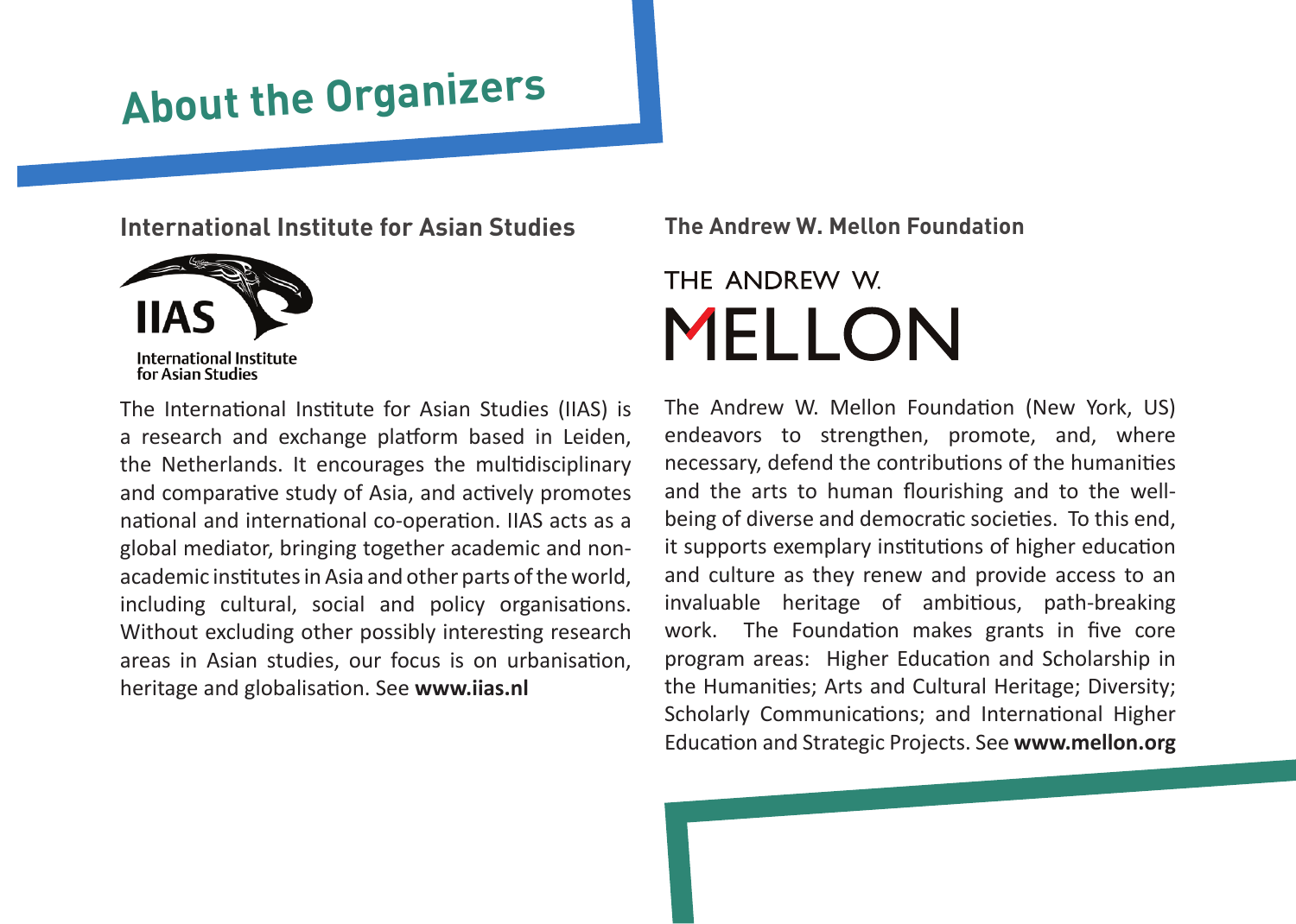# About the Organizers

## International Institute for Asian Studies

IIAS
International Institute for Asian Studies

The International Institute for Asian Studies (IIAS) is a research and exchange platform based in Leiden, the Netherlands. It encourages the multidisciplinary and comparative study of Asia, and actively promotes national and international co-operation. IIAS acts as a global mediator, bringing together academic and non-academic institutes in Asia and other parts of the world, including cultural, social and policy organisations. Without excluding other possibly interesting research areas in Asian studies, our focus is on urbanisation, heritage and globalisation. See **www.iias.nl**

## The Andrew W. Mellon Foundation

THE ANDREW W.
MELLON

The Andrew W. Mellon Foundation (New York, US) endeavors to strengthen, promote, and, where necessary, defend the contributions of the humanities and the arts to human flourishing and to the well-being of diverse and democratic societies. To this end, it supports exemplary institutions of higher education and culture as they renew and provide access to an invaluable heritage of ambitious, path-breaking work. The Foundation makes grants in five core program areas: Higher Education and Scholarship in the Humanities; Arts and Cultural Heritage; Diversity; Scholarly Communications; and International Higher Education and Strategic Projects. See **www.mellon.org**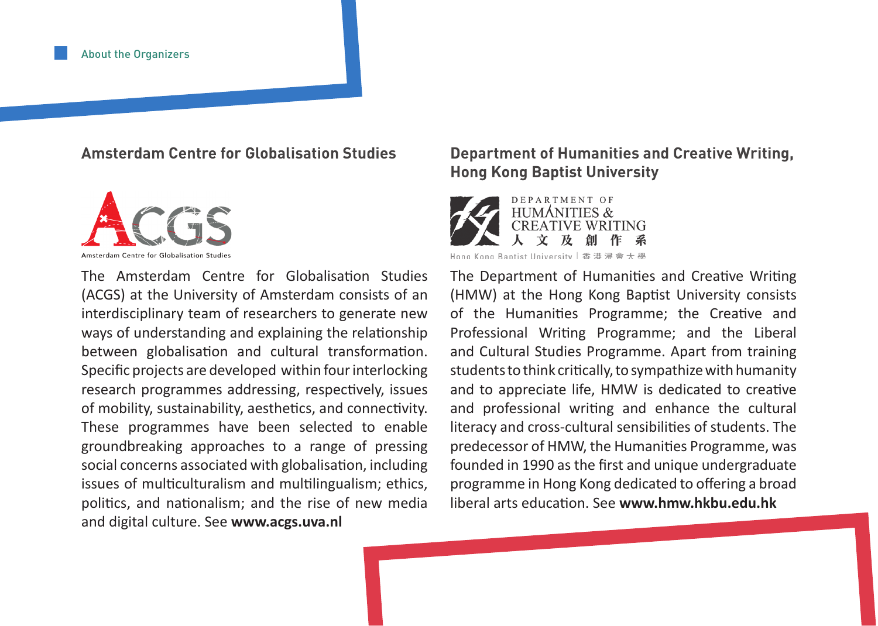# About the Organizers

## Amsterdam Centre for Globalisation Studies

The Amsterdam Centre for Globalisation Studies (ACGS) at the University of Amsterdam consists of an interdisciplinary team of researchers to generate new ways of understanding and explaining the relationship between globalisation and cultural transformation. Specific projects are developed within four interlocking research programmes addressing, respectively, issues of mobility, sustainability, aesthetics, and connectivity. These programmes have been selected to enable groundbreaking approaches to a range of pressing social concerns associated with globalisation, including issues of multiculturalism and multilingualism; ethics, politics, and nationalism; and the rise of new media and digital culture. See **www.acgs.uva.nl**

## Department of Humanities and Creative Writing, Hong Kong Baptist University

The Department of Humanities and Creative Writing (HMW) at the Hong Kong Baptist University consists of the Humanities Programme; the Creative and Professional Writing Programme; and the Liberal and Cultural Studies Programme. Apart from training students to think critically, to sympathize with humanity and to appreciate life, HMW is dedicated to creative and professional writing and enhance the cultural literacy and cross-cultural sensibilities of students. The predecessor of HMW, the Humanities Programme, was founded in 1990 as the first and unique undergraduate programme in Hong Kong dedicated to offering a broad liberal arts education. See **www.hmw.hkbu.edu.hk**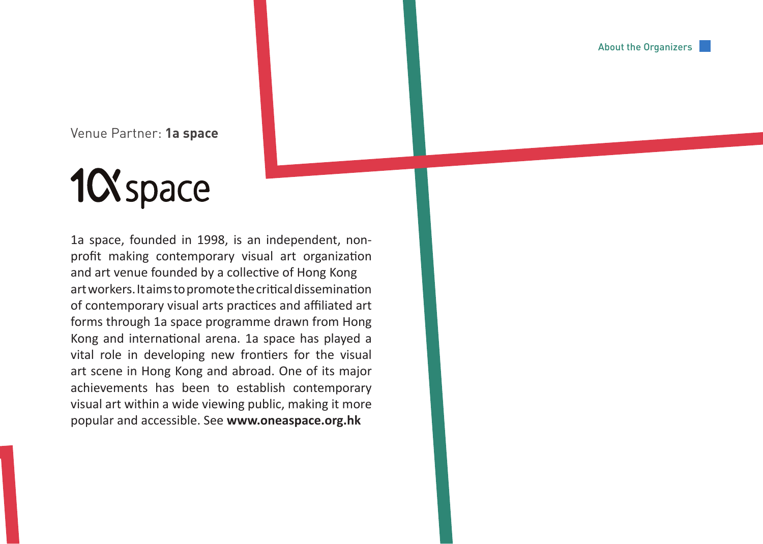Venue Partner: **1a space**

1a space

1a space, founded in 1998, is an independent, non-profit making contemporary visual art organization and art venue founded by a collective of Hong Kong art workers. It aims to promote the critical dissemination of contemporary visual arts practices and affiliated art forms through 1a space programme drawn from Hong Kong and international arena. 1a space has played a vital role in developing new frontiers for the visual art scene in Hong Kong and abroad. One of its major achievements has been to establish contemporary visual art within a wide viewing public, making it more popular and accessible. See **www.oneaspace.org.hk**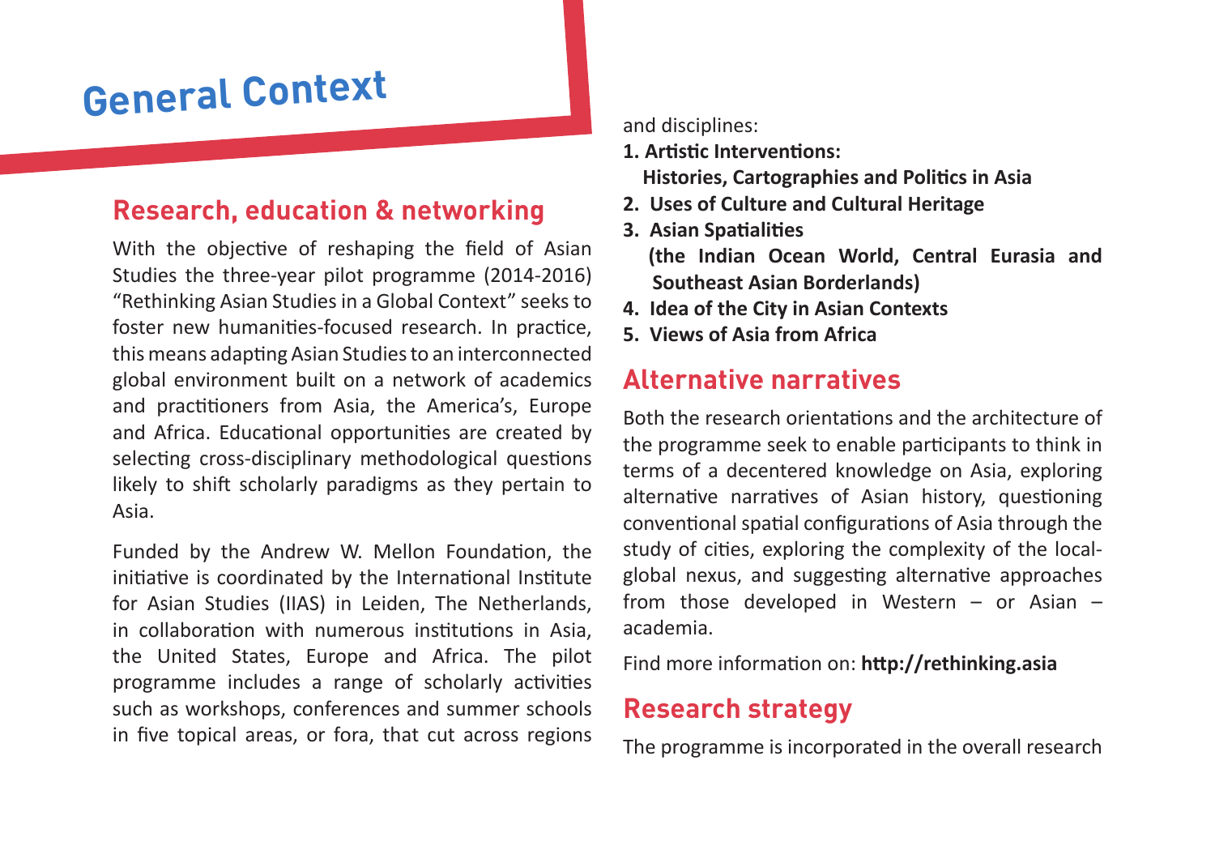# General Context

## Research, education & networking

With the objective of reshaping the field of Asian Studies the three-year pilot programme (2014-2016) "Rethinking Asian Studies in a Global Context" seeks to foster new humanities-focused research. In practice, this means adapting Asian Studies to an interconnected global environment built on a network of academics and practitioners from Asia, the America's, Europe and Africa. Educational opportunities are created by selecting cross-disciplinary methodological questions likely to shift scholarly paradigms as they pertain to Asia.

Funded by the Andrew W. Mellon Foundation, the initiative is coordinated by the International Institute for Asian Studies (IIAS) in Leiden, The Netherlands, in collaboration with numerous institutions in Asia, the United States, Europe and Africa. The pilot programme includes a range of scholarly activities such as workshops, conferences and summer schools in five topical areas, or fora, that cut across regions and disciplines:

1. **Artistic Interventions: Histories, Cartographies and Politics in Asia**
2. **Uses of Culture and Cultural Heritage**
3. **Asian Spatialities (the Indian Ocean World, Central Eurasia and Southeast Asian Borderlands)**
4. **Idea of the City in Asian Contexts**
5. **Views of Asia from Africa**

## Alternative narratives

Both the research orientations and the architecture of the programme seek to enable participants to think in terms of a decentered knowledge on Asia, exploring alternative narratives of Asian history, questioning conventional spatial configurations of Asia through the study of cities, exploring the complexity of the local-global nexus, and suggesting alternative approaches from those developed in Western – or Asian – academia.

Find more information on: **http://rethinking.asia**

## Research strategy

The programme is incorporated in the overall research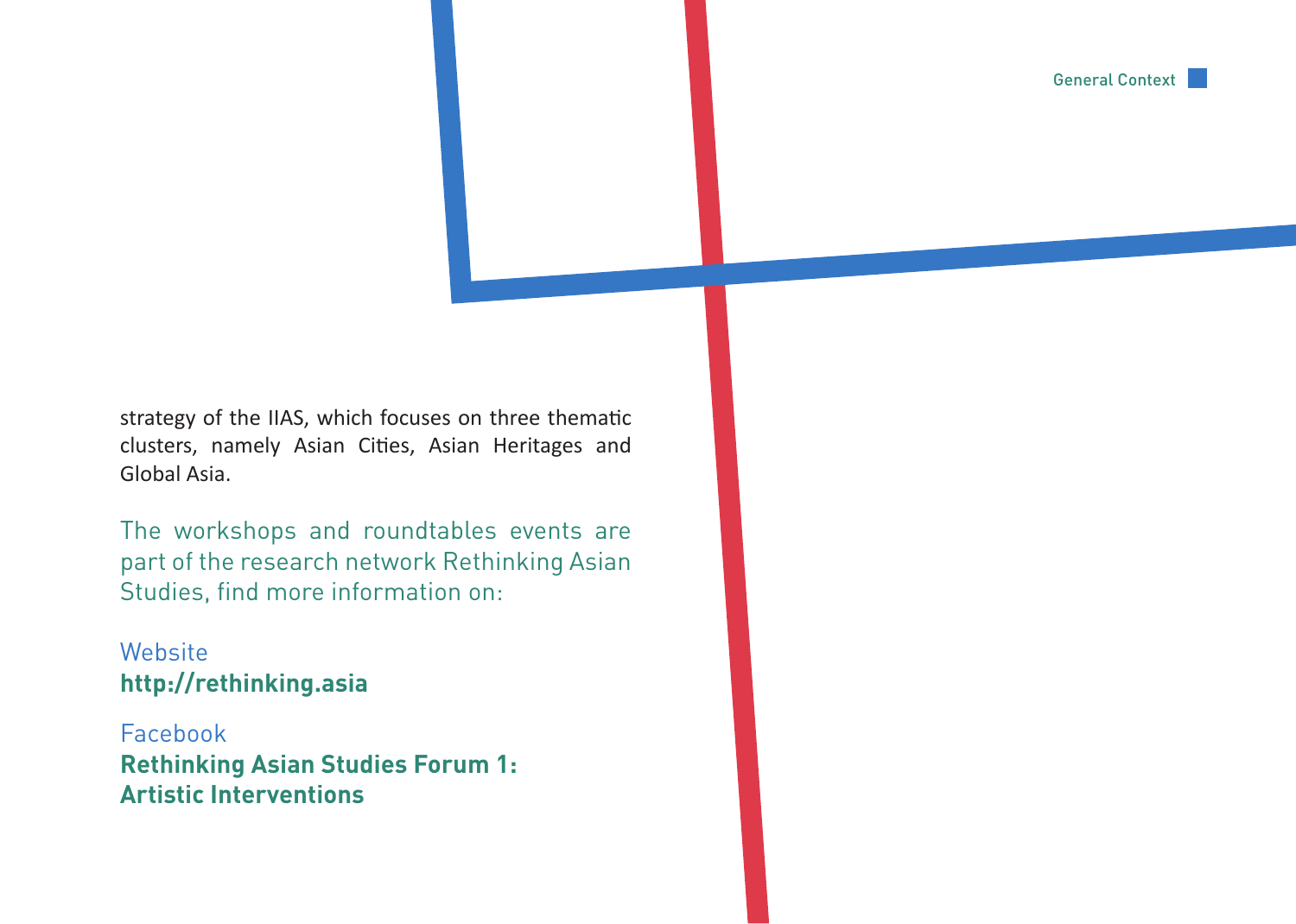strategy of the IIAS, which focuses on three thematic clusters, namely Asian Cities, Asian Heritages and Global Asia.

The workshops and roundtables events are part of the research network Rethinking Asian Studies, find more information on:

Website
**http://rethinking.asia**

Facebook
**Rethinking Asian Studies Forum 1: Artistic Interventions**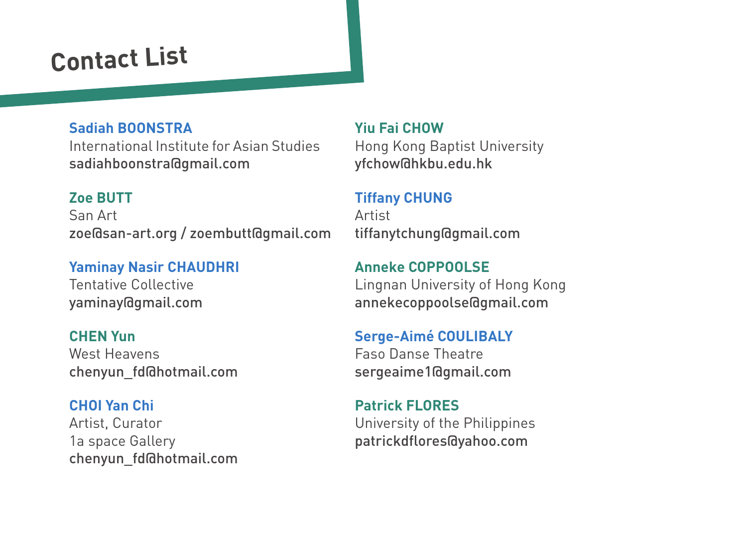# Contact List

**Sadiah BOONSTRA**
International Institute for Asian Studies
sadiahboonstra@gmail.com

**Zoe BUTT**
San Art
zoe@san-art.org / zoembutt@gmail.com

**Yaminay Nasir CHAUDHRI**
Tentative Collective
yaminay@gmail.com

**CHEN Yun**
West Heavens
chenyun_fd@hotmail.com

**CHOI Yan Chi**
Artist, Curator
1a space Gallery
chenyun_fd@hotmail.com

**Yiu Fai CHOW**
Hong Kong Baptist University
yfchow@hkbu.edu.hk

**Tiffany CHUNG**
Artist
tiffanytchung@gmail.com

**Anneke COPPOOLSE**
Lingnan University of Hong Kong
annekecoppoolse@gmail.com

**Serge-Aimé COULIBALY**
Faso Danse Theatre
sergeaime1@gmail.com

**Patrick FLORES**
University of the Philippines
patrickdflores@yahoo.com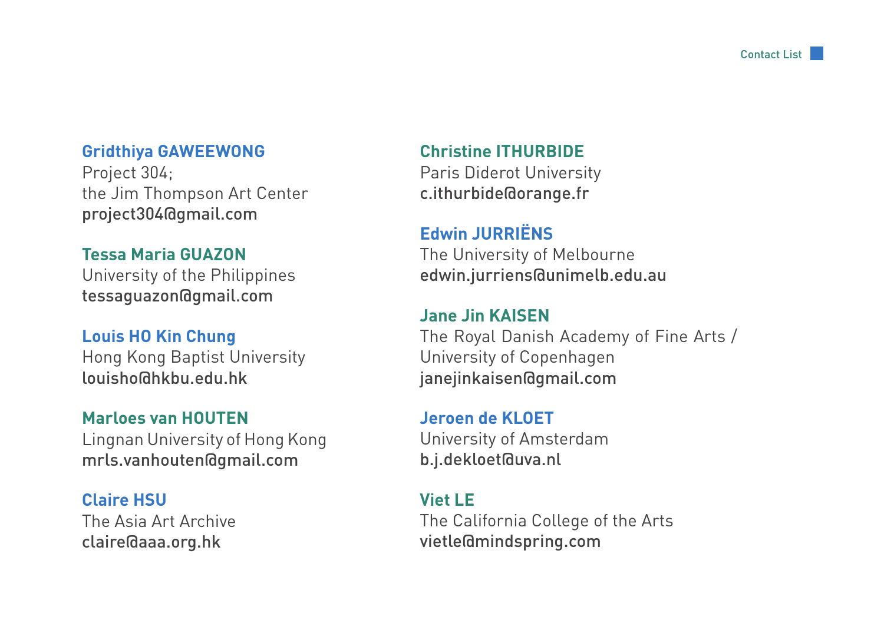**Gridthiya GAWEEWONG**
Project 304;
the Jim Thompson Art Center
project304@gmail.com

**Tessa Maria GUAZON**
University of the Philippines
tessaguazon@gmail.com

**Louis HO Kin Chung**
Hong Kong Baptist University
louisho@hkbu.edu.hk

**Marloes van HOUTEN**
Lingnan University of Hong Kong
mrls.vanhouten@gmail.com

**Claire HSU**
The Asia Art Archive
claire@aaa.org.hk

**Christine ITHURBIDE**
Paris Diderot University
c.ithurbide@orange.fr

**Edwin JURRIËNS**
The University of Melbourne
edwin.jurriens@unimelb.edu.au

**Jane Jin KAISEN**
The Royal Danish Academy of Fine Arts /
University of Copenhagen
janejinkaisen@gmail.com

**Jeroen de KLOET**
University of Amsterdam
b.j.dekloet@uva.nl

**Viet LE**
The California College of the Arts
vietle@mindspring.com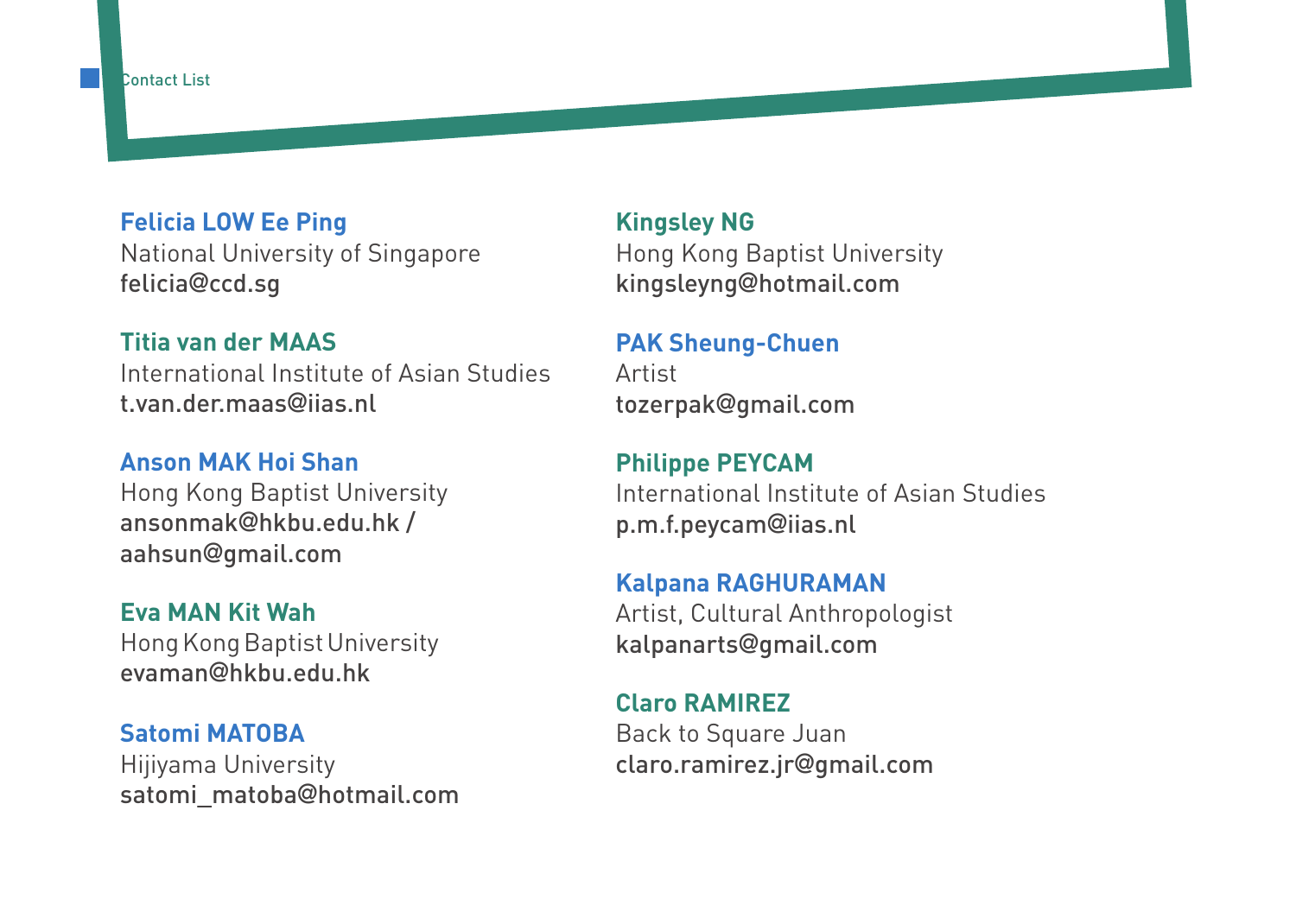Contact List

**Felicia LOW Ee Ping**
National University of Singapore
felicia@ccd.sg

**Titia van der MAAS**
International Institute of Asian Studies
t.van.der.maas@iias.nl

**Anson MAK Hoi Shan**
Hong Kong Baptist University
ansonmak@hkbu.edu.hk /
aahsun@gmail.com

**Eva MAN Kit Wah**
Hong Kong Baptist University
evaman@hkbu.edu.hk

**Satomi MATOBA**
Hijiyama University
satomi_matoba@hotmail.com

**Kingsley NG**
Hong Kong Baptist University
kingsleyng@hotmail.com

**PAK Sheung-Chuen**
Artist
tozerpak@gmail.com

**Philippe PEYCAM**
International Institute of Asian Studies
p.m.f.peycam@iias.nl

**Kalpana RAGHURAMAN**
Artist, Cultural Anthropologist
kalpanarts@gmail.com

**Claro RAMIREZ**
Back to Square Juan
claro.ramirez.jr@gmail.com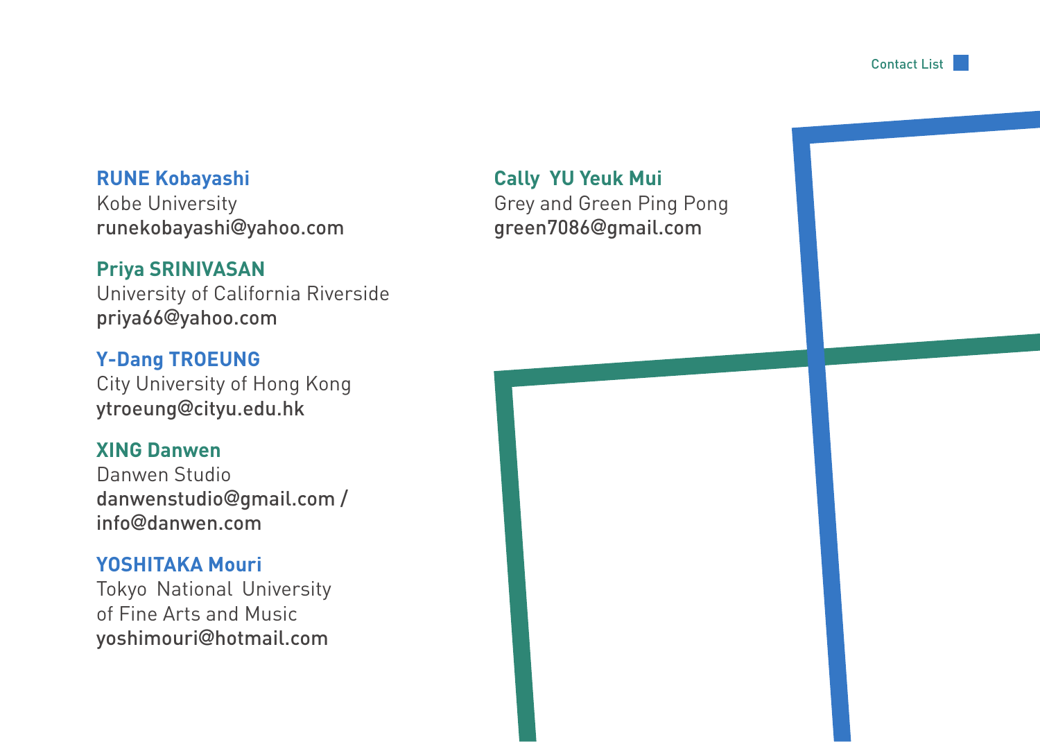**RUNE Kobayashi**
Kobe University
runekobayashi@yahoo.com

**Priya SRINIVASAN**
University of California Riverside
priya66@yahoo.com

**Y-Dang TROEUNG**
City University of Hong Kong
ytroeung@cityu.edu.hk

**XING Danwen**
Danwen Studio
danwenstudio@gmail.com /
info@danwen.com

**YOSHITAKA Mouri**
Tokyo National University
of Fine Arts and Music
yoshimouri@hotmail.com

**Cally YU Yeuk Mui**
Grey and Green Ping Pong
green7086@gmail.com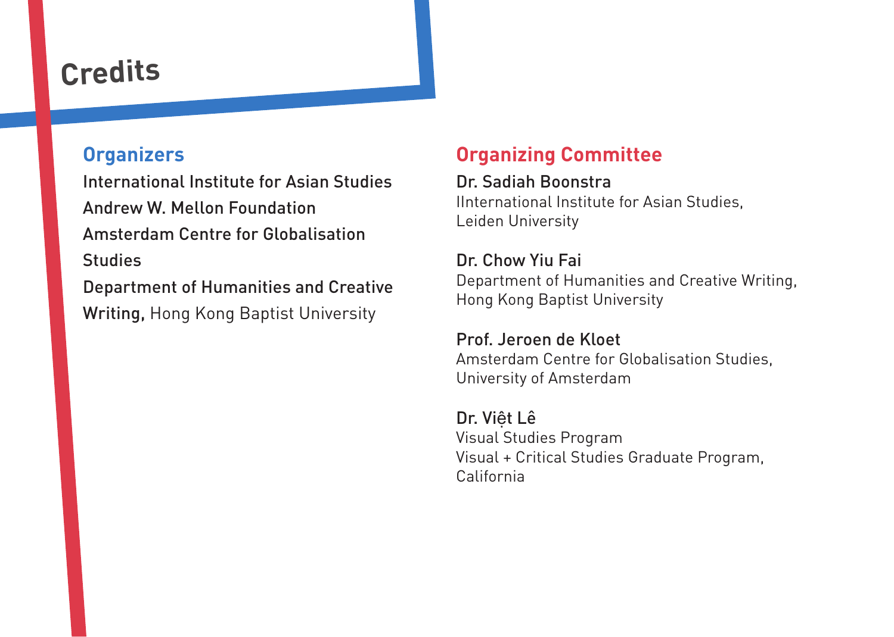# Credits

## Organizers

International Institute for Asian Studies
Andrew W. Mellon Foundation
Amsterdam Centre for Globalisation Studies
Department of Humanities and Creative Writing, Hong Kong Baptist University

## Organizing Committee

Dr. Sadiah Boonstra
IInternational Institute for Asian Studies, Leiden University

Dr. Chow Yiu Fai
Department of Humanities and Creative Writing, Hong Kong Baptist University

Prof. Jeroen de Kloet
Amsterdam Centre for Globalisation Studies, University of Amsterdam

Dr. Việt Lê
Visual Studies Program
Visual + Critical Studies Graduate Program, California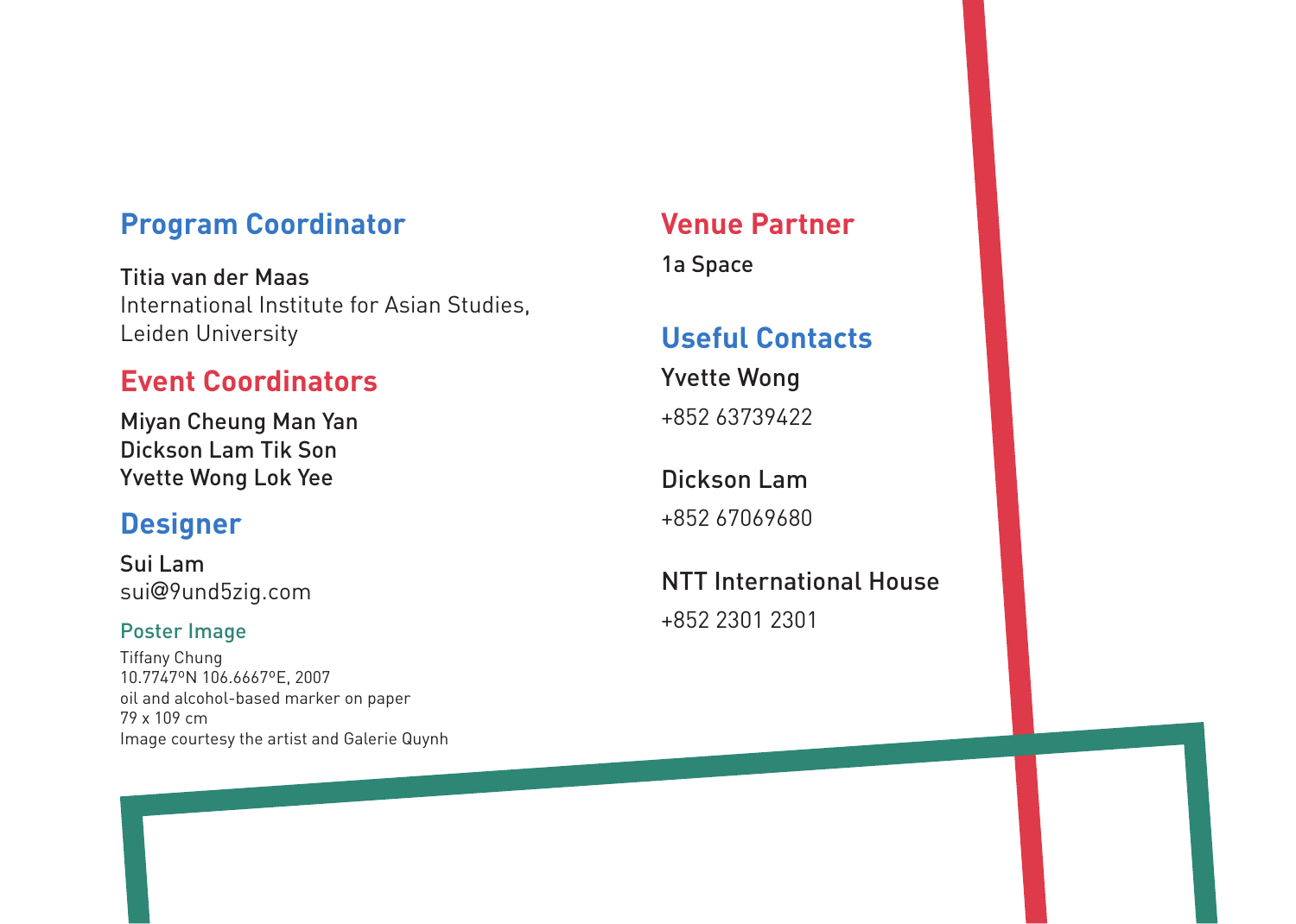## Program Coordinator

Titia van der Maas
International Institute for Asian Studies,
Leiden University

## Event Coordinators

Miyan Cheung Man Yan
Dickson Lam Tik Son
Yvette Wong Lok Yee

## Designer

Sui Lam
sui@9und5zig.com

### Poster Image

Tiffany Chung
10.7747ºN 106.6667ºE, 2007
oil and alcohol-based marker on paper
79 x 109 cm
Image courtesy the artist and Galerie Quynh

## Venue Partner

1a Space

## Useful Contacts

Yvette Wong
+852 63739422

Dickson Lam
+852 67069680

NTT International House
+852 2301 2301